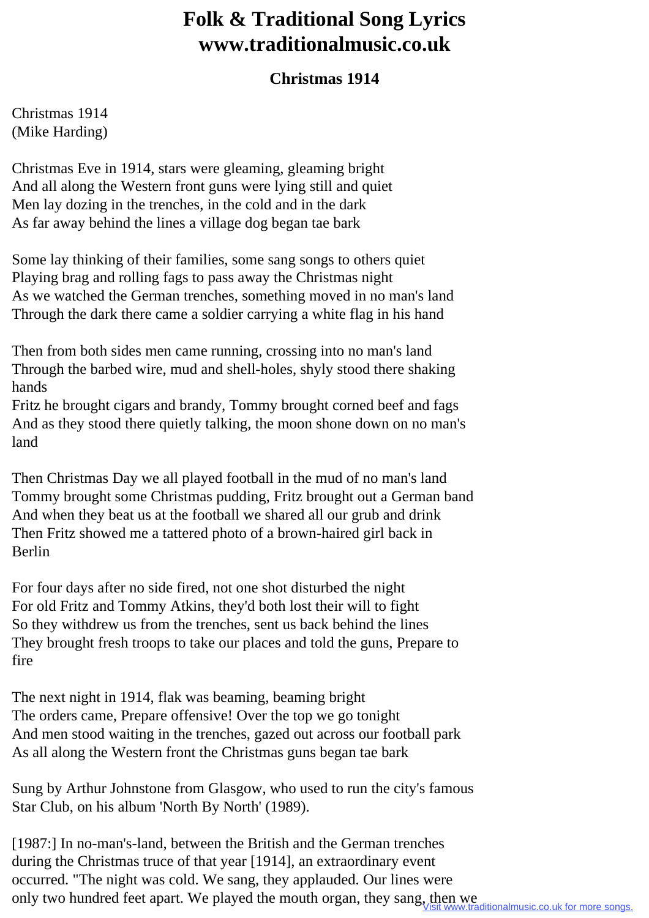# Folk & Traditional Song Lyrics www.traditionalmusic.co.uk

## Christmas 1914

Christmas 1914
(Mike Harding)

Christmas Eve in 1914, stars were gleaming, gleaming bright
And all along the Western front guns were lying still and quiet
Men lay dozing in the trenches, in the cold and in the dark
As far away behind the lines a village dog began tae bark

Some lay thinking of their families, some sang songs to others quiet
Playing brag and rolling fags to pass away the Christmas night
As we watched the German trenches, something moved in no man's land
Through the dark there came a soldier carrying a white flag in his hand

Then from both sides men came running, crossing into no man's land
Through the barbed wire, mud and shell-holes, shyly stood there shaking hands
Fritz he brought cigars and brandy, Tommy brought corned beef and fags
And as they stood there quietly talking, the moon shone down on no man's land

Then Christmas Day we all played football in the mud of no man's land
Tommy brought some Christmas pudding, Fritz brought out a German band
And when they beat us at the football we shared all our grub and drink
Then Fritz showed me a tattered photo of a brown-haired girl back in Berlin

For four days after no side fired, not one shot disturbed the night
For old Fritz and Tommy Atkins, they'd both lost their will to fight
So they withdrew us from the trenches, sent us back behind the lines
They brought fresh troops to take our places and told the guns, Prepare to fire

The next night in 1914, flak was beaming, beaming bright
The orders came, Prepare offensive! Over the top we go tonight
And men stood waiting in the trenches, gazed out across our football park
As all along the Western front the Christmas guns began tae bark

Sung by Arthur Johnstone from Glasgow, who used to run the city's famous Star Club, on his album 'North By North' (1989).

[1987:] In no-man's-land, between the British and the German trenches during the Christmas truce of that year [1914], an extraordinary event occurred. "The night was cold. We sang, they applauded. Our lines were only two hundred feet apart. We played the mouth organ, they sang, then we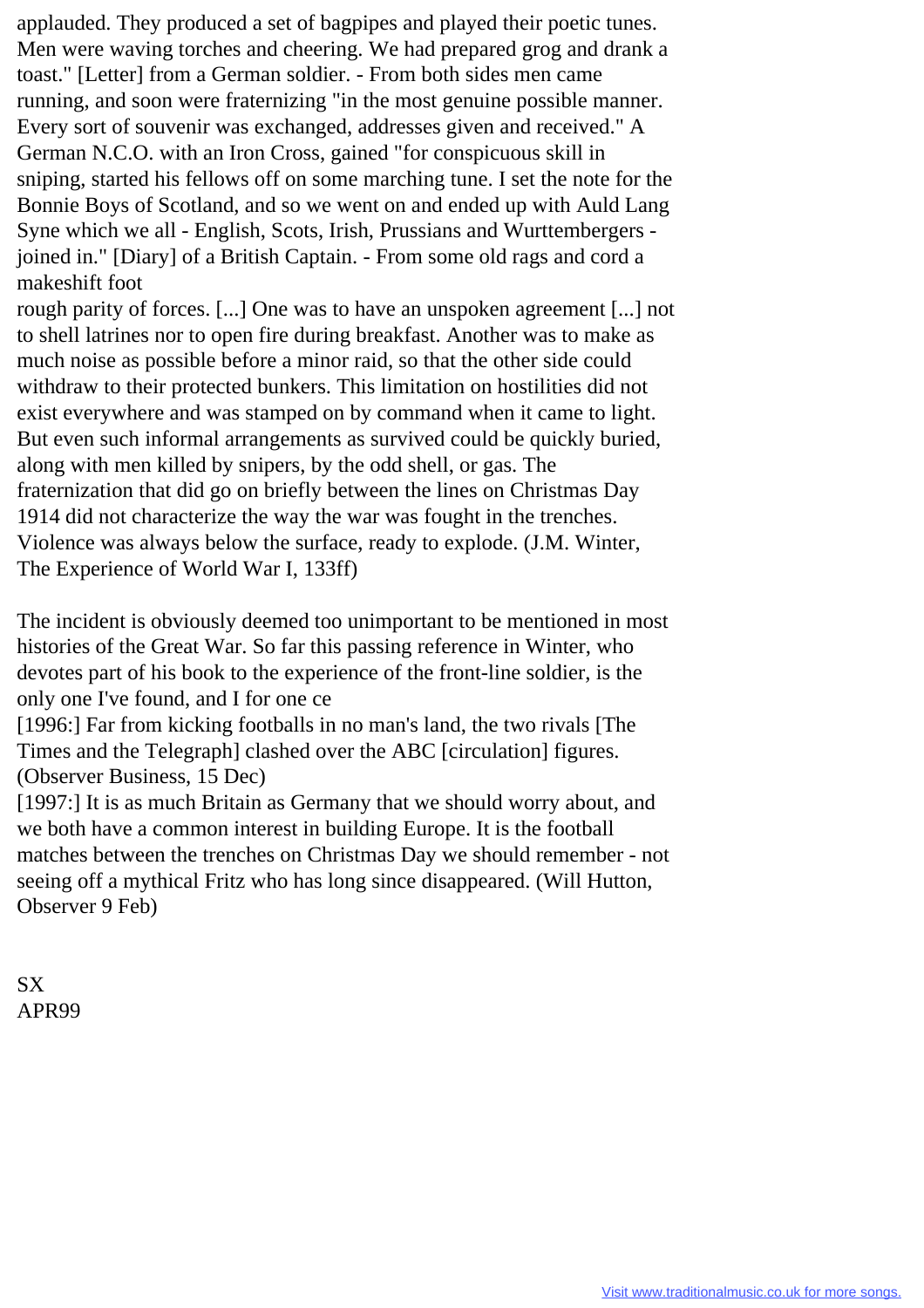applauded. They produced a set of bagpipes and played their poetic tunes. Men were waving torches and cheering. We had prepared grog and drank a toast." [Letter] from a German soldier. - From both sides men came running, and soon were fraternizing "in the most genuine possible manner. Every sort of souvenir was exchanged, addresses given and received." A German N.C.O. with an Iron Cross, gained "for conspicuous skill in sniping, started his fellows off on some marching tune. I set the note for the Bonnie Boys of Scotland, and so we went on and ended up with Auld Lang Syne which we all - English, Scots, Irish, Prussians and Wurttembergers - joined in." [Diary] of a British Captain. - From some old rags and cord a makeshift foot

rough parity of forces. [...] One was to have an unspoken agreement [...] not to shell latrines nor to open fire during breakfast. Another was to make as much noise as possible before a minor raid, so that the other side could withdraw to their protected bunkers. This limitation on hostilities did not exist everywhere and was stamped on by command when it came to light. But even such informal arrangements as survived could be quickly buried, along with men killed by snipers, by the odd shell, or gas. The fraternization that did go on briefly between the lines on Christmas Day 1914 did not characterize the way the war was fought in the trenches. Violence was always below the surface, ready to explode. (J.M. Winter, The Experience of World War I, 133ff)

The incident is obviously deemed too unimportant to be mentioned in most histories of the Great War. So far this passing reference in Winter, who devotes part of his book to the experience of the front-line soldier, is the only one I've found, and I for one ce

[1996:] Far from kicking footballs in no man's land, the two rivals [The Times and the Telegraph] clashed over the ABC [circulation] figures. (Observer Business, 15 Dec)

[1997:] It is as much Britain as Germany that we should worry about, and we both have a common interest in building Europe. It is the football matches between the trenches on Christmas Day we should remember - not seeing off a mythical Fritz who has long since disappeared. (Will Hutton, Observer 9 Feb)

SX
APR99